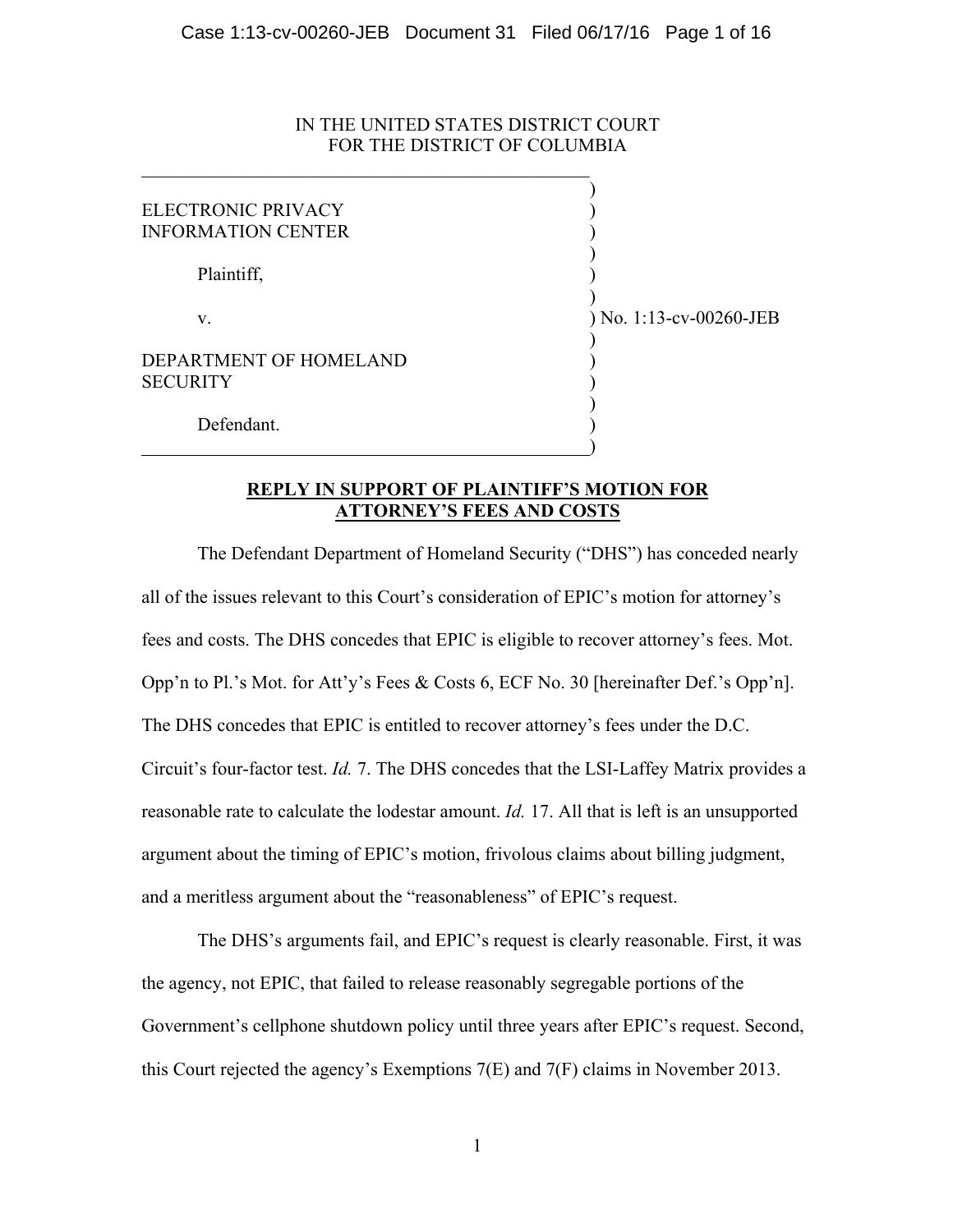IN THE UNITED STATES DISTRICT COURT
FOR THE DISTRICT OF COLUMBIA

ELECTRONIC PRIVACY INFORMATION CENTER

Plaintiff,

v.

DEPARTMENT OF HOMELAND SECURITY

Defendant.

No. 1:13-cv-00260-JEB

**REPLY IN SUPPORT OF PLAINTIFF'S MOTION FOR ATTORNEY'S FEES AND COSTS**

The Defendant Department of Homeland Security ("DHS") has conceded nearly all of the issues relevant to this Court's consideration of EPIC's motion for attorney's fees and costs. The DHS concedes that EPIC is eligible to recover attorney's fees. Mot. Opp'n to Pl.'s Mot. for Att'y's Fees & Costs 6, ECF No. 30 [hereinafter Def.'s Opp'n]. The DHS concedes that EPIC is entitled to recover attorney's fees under the D.C. Circuit's four-factor test. *Id.* 7. The DHS concedes that the LSI-Laffey Matrix provides a reasonable rate to calculate the lodestar amount. *Id.* 17. All that is left is an unsupported argument about the timing of EPIC's motion, frivolous claims about billing judgment, and a meritless argument about the "reasonableness" of EPIC's request.

The DHS's arguments fail, and EPIC's request is clearly reasonable. First, it was the agency, not EPIC, that failed to release reasonably segregable portions of the Government's cellphone shutdown policy until three years after EPIC's request. Second, this Court rejected the agency's Exemptions 7(E) and 7(F) claims in November 2013.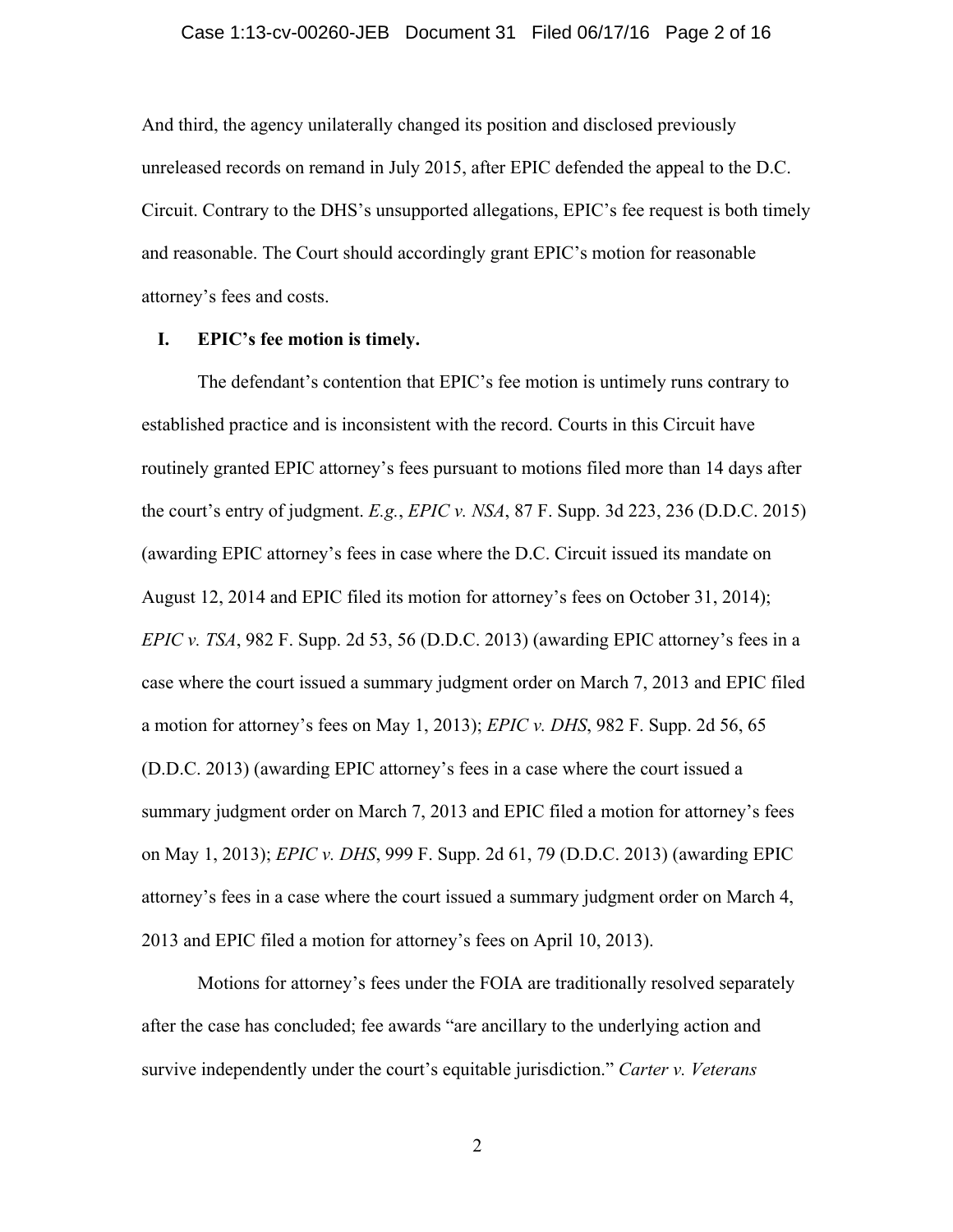And third, the agency unilaterally changed its position and disclosed previously unreleased records on remand in July 2015, after EPIC defended the appeal to the D.C. Circuit. Contrary to the DHS's unsupported allegations, EPIC's fee request is both timely and reasonable. The Court should accordingly grant EPIC's motion for reasonable attorney's fees and costs.

## I. EPIC's fee motion is timely.

The defendant's contention that EPIC's fee motion is untimely runs contrary to established practice and is inconsistent with the record. Courts in this Circuit have routinely granted EPIC attorney's fees pursuant to motions filed more than 14 days after the court's entry of judgment. *E.g.*, *EPIC v. NSA*, 87 F. Supp. 3d 223, 236 (D.D.C. 2015) (awarding EPIC attorney's fees in case where the D.C. Circuit issued its mandate on August 12, 2014 and EPIC filed its motion for attorney's fees on October 31, 2014); *EPIC v. TSA*, 982 F. Supp. 2d 53, 56 (D.D.C. 2013) (awarding EPIC attorney's fees in a case where the court issued a summary judgment order on March 7, 2013 and EPIC filed a motion for attorney's fees on May 1, 2013); *EPIC v. DHS*, 982 F. Supp. 2d 56, 65 (D.D.C. 2013) (awarding EPIC attorney's fees in a case where the court issued a summary judgment order on March 7, 2013 and EPIC filed a motion for attorney's fees on May 1, 2013); *EPIC v. DHS*, 999 F. Supp. 2d 61, 79 (D.D.C. 2013) (awarding EPIC attorney's fees in a case where the court issued a summary judgment order on March 4, 2013 and EPIC filed a motion for attorney's fees on April 10, 2013).

Motions for attorney's fees under the FOIA are traditionally resolved separately after the case has concluded; fee awards "are ancillary to the underlying action and survive independently under the court's equitable jurisdiction." *Carter v. Veterans*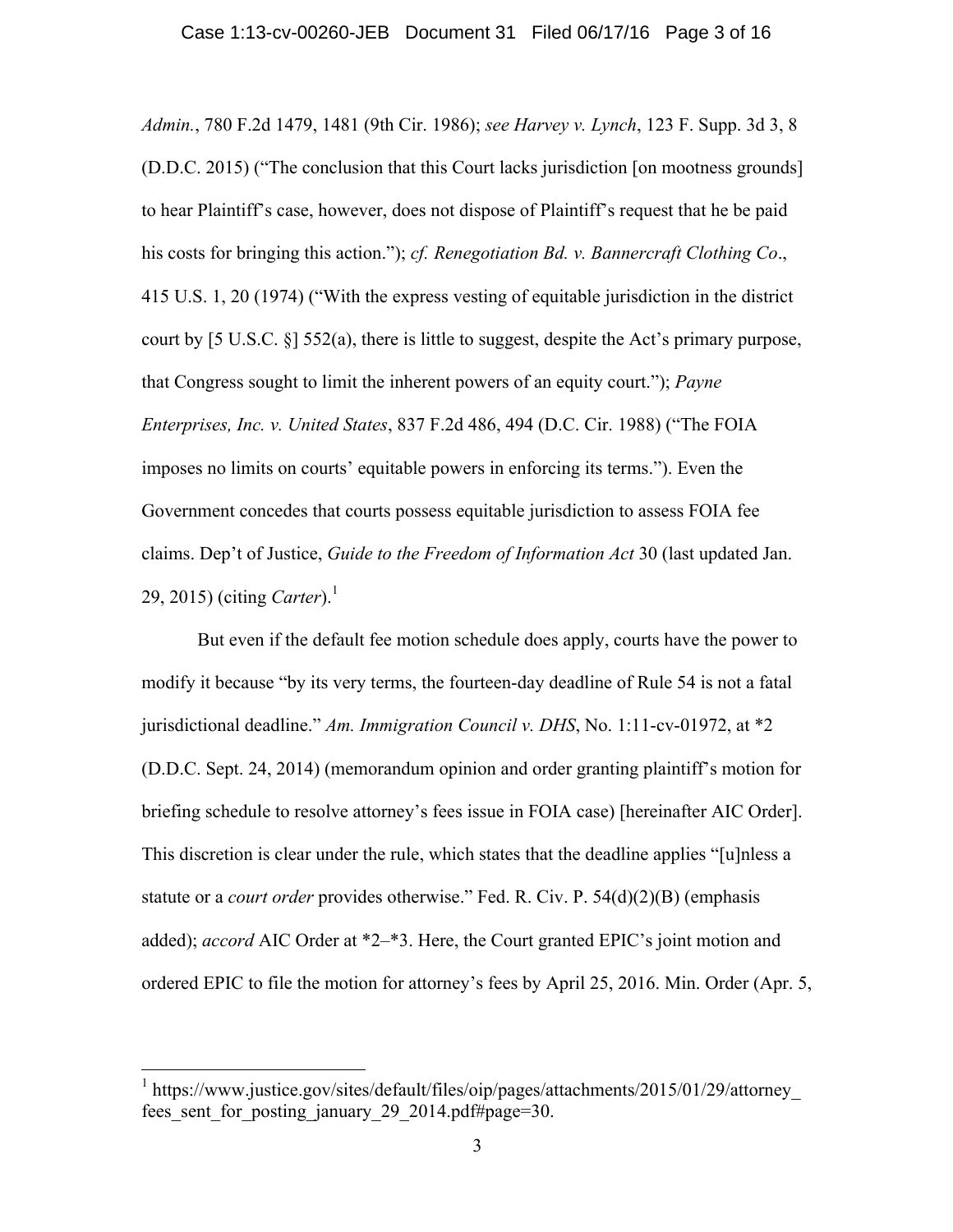*Admin.*, 780 F.2d 1479, 1481 (9th Cir. 1986); *see Harvey v. Lynch*, 123 F. Supp. 3d 3, 8 (D.D.C. 2015) ("The conclusion that this Court lacks jurisdiction [on mootness grounds] to hear Plaintiff's case, however, does not dispose of Plaintiff's request that he be paid his costs for bringing this action."); *cf. Renegotiation Bd. v. Bannercraft Clothing Co*., 415 U.S. 1, 20 (1974) ("With the express vesting of equitable jurisdiction in the district court by [5 U.S.C. §] 552(a), there is little to suggest, despite the Act's primary purpose, that Congress sought to limit the inherent powers of an equity court."); *Payne Enterprises, Inc. v. United States*, 837 F.2d 486, 494 (D.C. Cir. 1988) ("The FOIA imposes no limits on courts' equitable powers in enforcing its terms."). Even the Government concedes that courts possess equitable jurisdiction to assess FOIA fee claims. Dep't of Justice, *Guide to the Freedom of Information Act* 30 (last updated Jan. 29, 2015) (citing *Carter*).[1]

But even if the default fee motion schedule does apply, courts have the power to modify it because "by its very terms, the fourteen-day deadline of Rule 54 is not a fatal jurisdictional deadline." *Am. Immigration Council v. DHS*, No. 1:11-cv-01972, at *2 (D.D.C. Sept. 24, 2014) (memorandum opinion and order granting plaintiff's motion for briefing schedule to resolve attorney's fees issue in FOIA case) [hereinafter AIC Order]. This discretion is clear under the rule, which states that the deadline applies "[u]nless a statute or a *court order* provides otherwise." Fed. R. Civ. P. 54(d)(2)(B) (emphasis added); *accord* AIC Order at *2–*3. Here, the Court granted EPIC's joint motion and ordered EPIC to file the motion for attorney's fees by April 25, 2016. Min. Order (Apr. 5,

[1] https://www.justice.gov/sites/default/files/oip/pages/attachments/2015/01/29/attorney_fees_sent_for_posting_january_29_2014.pdf#page=30.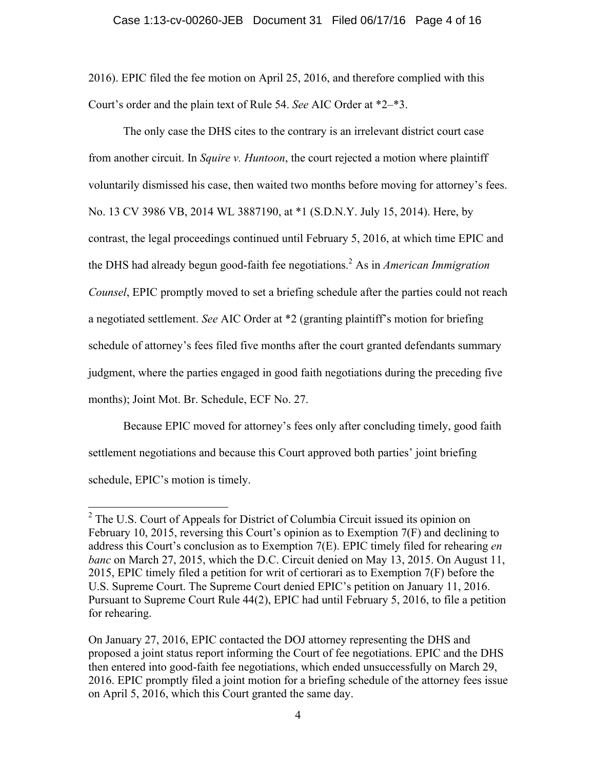2016). EPIC filed the fee motion on April 25, 2016, and therefore complied with this Court's order and the plain text of Rule 54. *See* AIC Order at *2–*3.

The only case the DHS cites to the contrary is an irrelevant district court case from another circuit. In *Squire v. Huntoon*, the court rejected a motion where plaintiff voluntarily dismissed his case, then waited two months before moving for attorney's fees. No. 13 CV 3986 VB, 2014 WL 3887190, at *1 (S.D.N.Y. July 15, 2014). Here, by contrast, the legal proceedings continued until February 5, 2016, at which time EPIC and the DHS had already begun good-faith fee negotiations.[2] As in *American Immigration Counsel*, EPIC promptly moved to set a briefing schedule after the parties could not reach a negotiated settlement. *See* AIC Order at *2 (granting plaintiff's motion for briefing schedule of attorney's fees filed five months after the court granted defendants summary judgment, where the parties engaged in good faith negotiations during the preceding five months); Joint Mot. Br. Schedule, ECF No. 27.

Because EPIC moved for attorney's fees only after concluding timely, good faith settlement negotiations and because this Court approved both parties' joint briefing schedule, EPIC's motion is timely.

---

[2] The U.S. Court of Appeals for District of Columbia Circuit issued its opinion on February 10, 2015, reversing this Court's opinion as to Exemption 7(F) and declining to address this Court's conclusion as to Exemption 7(E). EPIC timely filed for rehearing *en banc* on March 27, 2015, which the D.C. Circuit denied on May 13, 2015. On August 11, 2015, EPIC timely filed a petition for writ of certiorari as to Exemption 7(F) before the U.S. Supreme Court. The Supreme Court denied EPIC's petition on January 11, 2016. Pursuant to Supreme Court Rule 44(2), EPIC had until February 5, 2016, to file a petition for rehearing.

On January 27, 2016, EPIC contacted the DOJ attorney representing the DHS and proposed a joint status report informing the Court of fee negotiations. EPIC and the DHS then entered into good-faith fee negotiations, which ended unsuccessfully on March 29, 2016. EPIC promptly filed a joint motion for a briefing schedule of the attorney fees issue on April 5, 2016, which this Court granted the same day.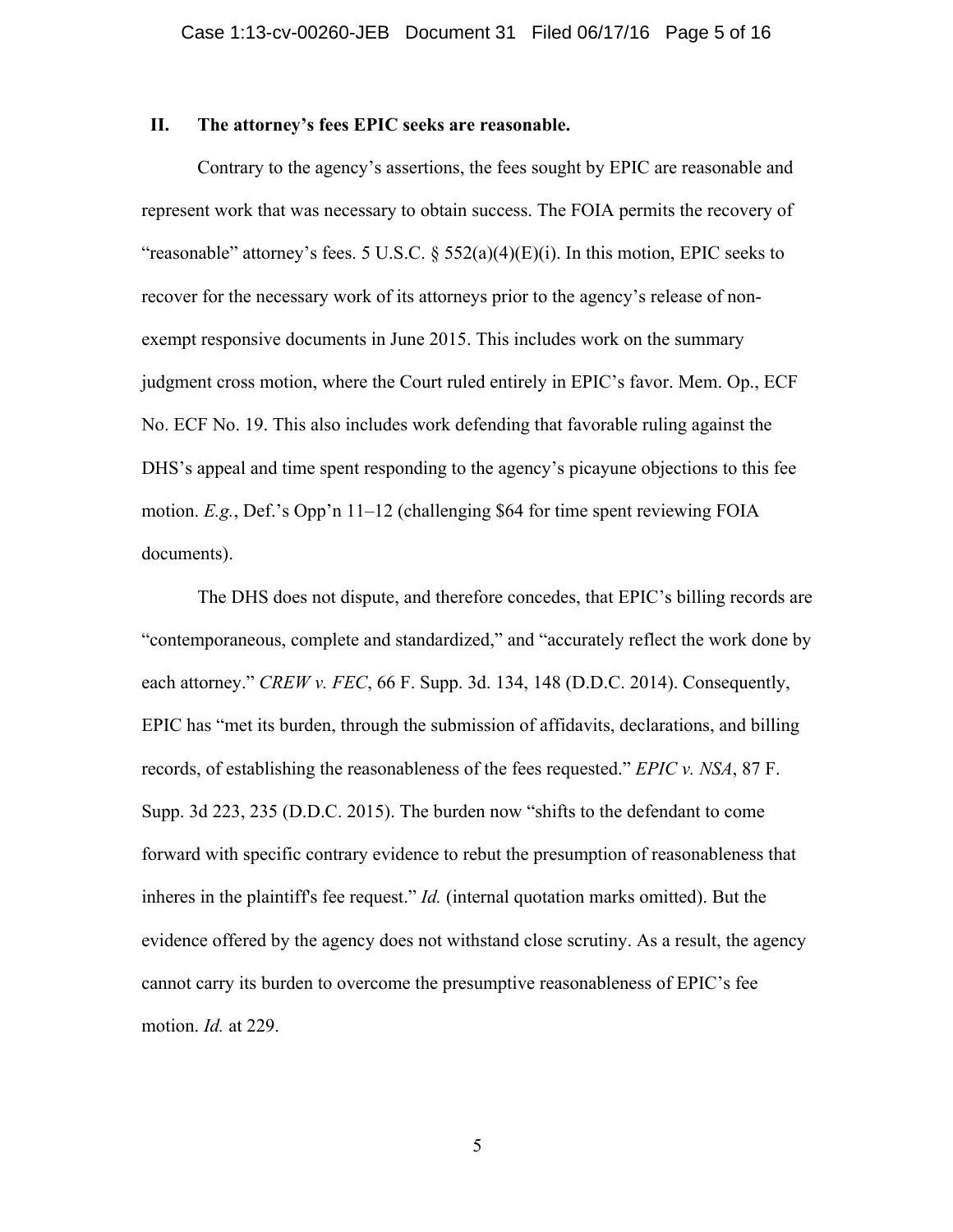## II. The attorney's fees EPIC seeks are reasonable.

Contrary to the agency's assertions, the fees sought by EPIC are reasonable and represent work that was necessary to obtain success. The FOIA permits the recovery of "reasonable" attorney's fees. 5 U.S.C. § 552(a)(4)(E)(i). In this motion, EPIC seeks to recover for the necessary work of its attorneys prior to the agency's release of non-exempt responsive documents in June 2015. This includes work on the summary judgment cross motion, where the Court ruled entirely in EPIC's favor. Mem. Op., ECF No. ECF No. 19. This also includes work defending that favorable ruling against the DHS's appeal and time spent responding to the agency's picayune objections to this fee motion. *E.g.*, Def.'s Opp'n 11–12 (challenging $64 for time spent reviewing FOIA documents).

The DHS does not dispute, and therefore concedes, that EPIC's billing records are "contemporaneous, complete and standardized," and "accurately reflect the work done by each attorney." *CREW v. FEC*, 66 F. Supp. 3d. 134, 148 (D.D.C. 2014). Consequently, EPIC has "met its burden, through the submission of affidavits, declarations, and billing records, of establishing the reasonableness of the fees requested." *EPIC v. NSA*, 87 F. Supp. 3d 223, 235 (D.D.C. 2015). The burden now "shifts to the defendant to come forward with specific contrary evidence to rebut the presumption of reasonableness that inheres in the plaintiff's fee request." *Id.* (internal quotation marks omitted). But the evidence offered by the agency does not withstand close scrutiny. As a result, the agency cannot carry its burden to overcome the presumptive reasonableness of EPIC's fee motion. *Id.* at 229.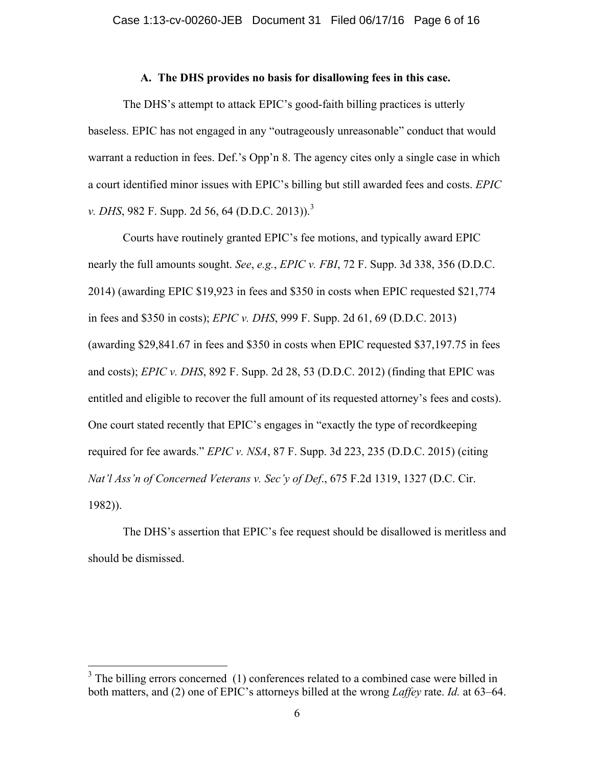### A. The DHS provides no basis for disallowing fees in this case.

The DHS's attempt to attack EPIC's good-faith billing practices is utterly baseless. EPIC has not engaged in any "outrageously unreasonable" conduct that would warrant a reduction in fees. Def.'s Opp'n 8. The agency cites only a single case in which a court identified minor issues with EPIC's billing but still awarded fees and costs. *EPIC v. DHS*, 982 F. Supp. 2d 56, 64 (D.D.C. 2013)).[3]

Courts have routinely granted EPIC's fee motions, and typically award EPIC nearly the full amounts sought. *See*, *e.g.*, *EPIC v. FBI*, 72 F. Supp. 3d 338, 356 (D.D.C. 2014) (awarding EPIC $19,923 in fees and $350 in costs when EPIC requested $21,774 in fees and $350 in costs); *EPIC v. DHS*, 999 F. Supp. 2d 61, 69 (D.D.C. 2013) (awarding $29,841.67 in fees and $350 in costs when EPIC requested $37,197.75 in fees and costs); *EPIC v. DHS*, 892 F. Supp. 2d 28, 53 (D.D.C. 2012) (finding that EPIC was entitled and eligible to recover the full amount of its requested attorney's fees and costs). One court stated recently that EPIC's engages in "exactly the type of recordkeeping required for fee awards." *EPIC v. NSA*, 87 F. Supp. 3d 223, 235 (D.D.C. 2015) (citing *Nat'l Ass'n of Concerned Veterans v. Sec'y of Def*., 675 F.2d 1319, 1327 (D.C. Cir. 1982)).

The DHS's assertion that EPIC's fee request should be disallowed is meritless and should be dismissed.

---

[3] The billing errors concerned (1) conferences related to a combined case were billed in both matters, and (2) one of EPIC's attorneys billed at the wrong *Laffey* rate. *Id.* at 63–64.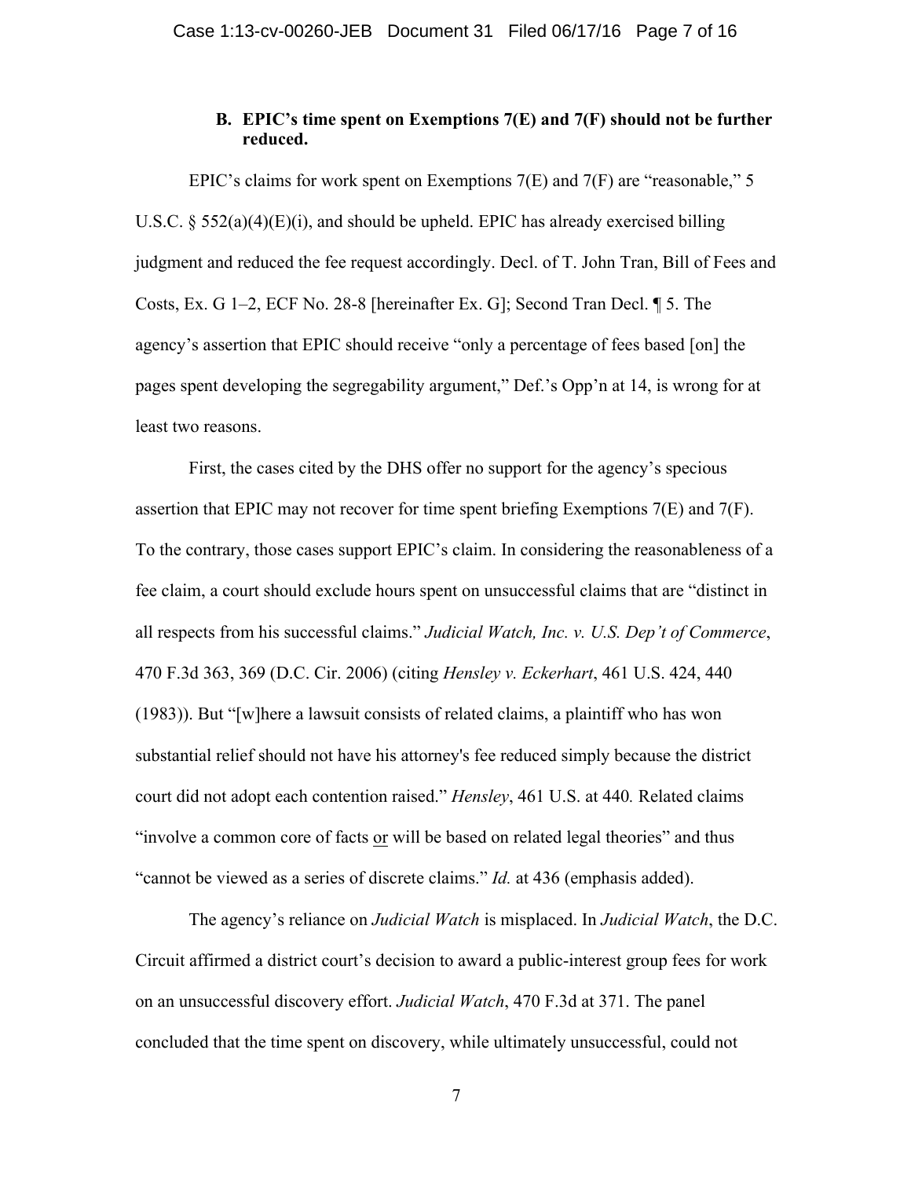### B. EPIC's time spent on Exemptions 7(E) and 7(F) should not be further reduced.

EPIC's claims for work spent on Exemptions 7(E) and 7(F) are "reasonable," 5 U.S.C. § 552(a)(4)(E)(i), and should be upheld. EPIC has already exercised billing judgment and reduced the fee request accordingly. Decl. of T. John Tran, Bill of Fees and Costs, Ex. G 1–2, ECF No. 28-8 [hereinafter Ex. G]; Second Tran Decl. ¶ 5. The agency's assertion that EPIC should receive "only a percentage of fees based [on] the pages spent developing the segregability argument," Def.'s Opp'n at 14, is wrong for at least two reasons.

First, the cases cited by the DHS offer no support for the agency's specious assertion that EPIC may not recover for time spent briefing Exemptions 7(E) and 7(F). To the contrary, those cases support EPIC's claim. In considering the reasonableness of a fee claim, a court should exclude hours spent on unsuccessful claims that are "distinct in all respects from his successful claims." *Judicial Watch, Inc. v. U.S. Dep't of Commerce*, 470 F.3d 363, 369 (D.C. Cir. 2006) (citing *Hensley v. Eckerhart*, 461 U.S. 424, 440 (1983)). But "[w]here a lawsuit consists of related claims, a plaintiff who has won substantial relief should not have his attorney's fee reduced simply because the district court did not adopt each contention raised." *Hensley*, 461 U.S. at 440. Related claims "involve a common core of facts <u>or</u> will be based on related legal theories" and thus "cannot be viewed as a series of discrete claims." *Id.* at 436 (emphasis added).

The agency's reliance on *Judicial Watch* is misplaced. In *Judicial Watch*, the D.C. Circuit affirmed a district court's decision to award a public-interest group fees for work on an unsuccessful discovery effort. *Judicial Watch*, 470 F.3d at 371. The panel concluded that the time spent on discovery, while ultimately unsuccessful, could not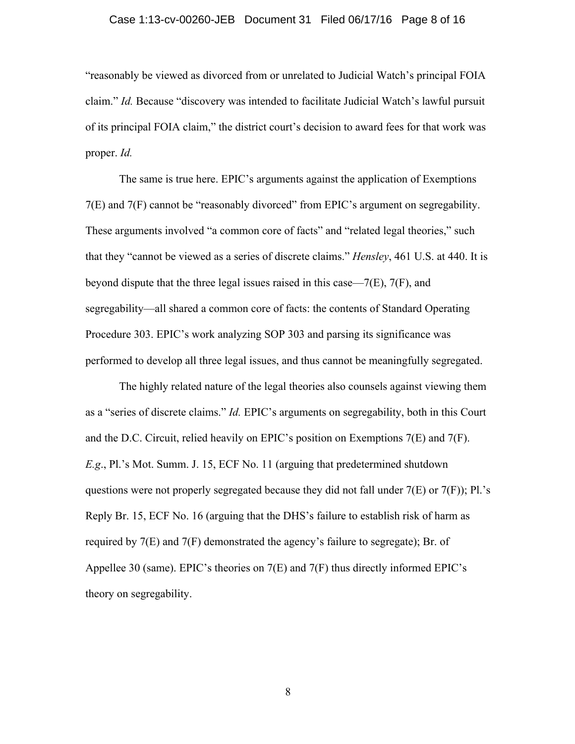"reasonably be viewed as divorced from or unrelated to Judicial Watch's principal FOIA claim." *Id.* Because "discovery was intended to facilitate Judicial Watch's lawful pursuit of its principal FOIA claim," the district court's decision to award fees for that work was proper. *Id.*

The same is true here. EPIC's arguments against the application of Exemptions 7(E) and 7(F) cannot be "reasonably divorced" from EPIC's argument on segregability. These arguments involved "a common core of facts" and "related legal theories," such that they "cannot be viewed as a series of discrete claims." *Hensley*, 461 U.S. at 440. It is beyond dispute that the three legal issues raised in this case—7(E), 7(F), and segregability—all shared a common core of facts: the contents of Standard Operating Procedure 303. EPIC's work analyzing SOP 303 and parsing its significance was performed to develop all three legal issues, and thus cannot be meaningfully segregated.

The highly related nature of the legal theories also counsels against viewing them as a "series of discrete claims." *Id.* EPIC's arguments on segregability, both in this Court and the D.C. Circuit, relied heavily on EPIC's position on Exemptions 7(E) and 7(F). *E.g.*, Pl.'s Mot. Summ. J. 15, ECF No. 11 (arguing that predetermined shutdown questions were not properly segregated because they did not fall under 7(E) or 7(F)); Pl.'s Reply Br. 15, ECF No. 16 (arguing that the DHS's failure to establish risk of harm as required by 7(E) and 7(F) demonstrated the agency's failure to segregate); Br. of Appellee 30 (same). EPIC's theories on 7(E) and 7(F) thus directly informed EPIC's theory on segregability.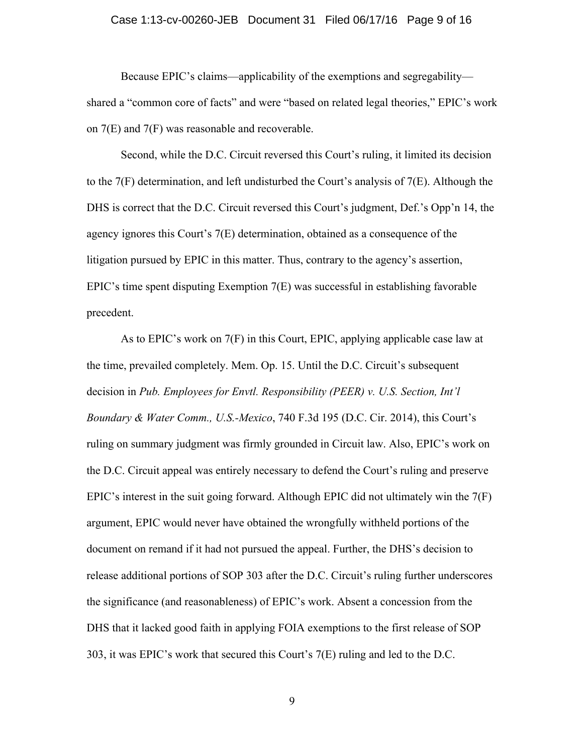Because EPIC's claims—applicability of the exemptions and segregability—shared a "common core of facts" and were "based on related legal theories," EPIC's work on 7(E) and 7(F) was reasonable and recoverable.

Second, while the D.C. Circuit reversed this Court's ruling, it limited its decision to the 7(F) determination, and left undisturbed the Court's analysis of 7(E). Although the DHS is correct that the D.C. Circuit reversed this Court's judgment, Def.'s Opp'n 14, the agency ignores this Court's 7(E) determination, obtained as a consequence of the litigation pursued by EPIC in this matter. Thus, contrary to the agency's assertion, EPIC's time spent disputing Exemption 7(E) was successful in establishing favorable precedent.

As to EPIC's work on 7(F) in this Court, EPIC, applying applicable case law at the time, prevailed completely. Mem. Op. 15. Until the D.C. Circuit's subsequent decision in *Pub. Employees for Envtl. Responsibility (PEER) v. U.S. Section, Int'l Boundary & Water Comm., U.S.-Mexico*, 740 F.3d 195 (D.C. Cir. 2014), this Court's ruling on summary judgment was firmly grounded in Circuit law. Also, EPIC's work on the D.C. Circuit appeal was entirely necessary to defend the Court's ruling and preserve EPIC's interest in the suit going forward. Although EPIC did not ultimately win the 7(F) argument, EPIC would never have obtained the wrongfully withheld portions of the document on remand if it had not pursued the appeal. Further, the DHS's decision to release additional portions of SOP 303 after the D.C. Circuit's ruling further underscores the significance (and reasonableness) of EPIC's work. Absent a concession from the DHS that it lacked good faith in applying FOIA exemptions to the first release of SOP 303, it was EPIC's work that secured this Court's 7(E) ruling and led to the D.C.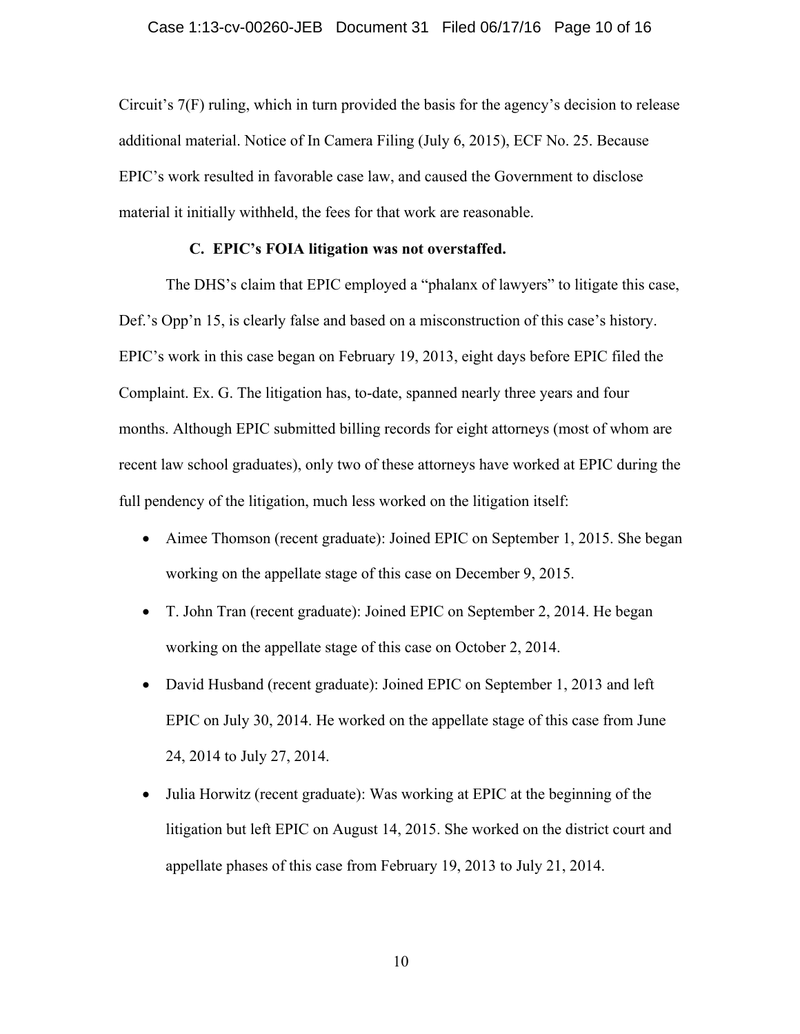Circuit's 7(F) ruling, which in turn provided the basis for the agency's decision to release additional material. Notice of In Camera Filing (July 6, 2015), ECF No. 25. Because EPIC's work resulted in favorable case law, and caused the Government to disclose material it initially withheld, the fees for that work are reasonable.

### C. EPIC's FOIA litigation was not overstaffed.

The DHS's claim that EPIC employed a "phalanx of lawyers" to litigate this case, Def.'s Opp'n 15, is clearly false and based on a misconstruction of this case's history. EPIC's work in this case began on February 19, 2013, eight days before EPIC filed the Complaint. Ex. G. The litigation has, to-date, spanned nearly three years and four months. Although EPIC submitted billing records for eight attorneys (most of whom are recent law school graduates), only two of these attorneys have worked at EPIC during the full pendency of the litigation, much less worked on the litigation itself:

- Aimee Thomson (recent graduate): Joined EPIC on September 1, 2015. She began working on the appellate stage of this case on December 9, 2015.
- T. John Tran (recent graduate): Joined EPIC on September 2, 2014. He began working on the appellate stage of this case on October 2, 2014.
- David Husband (recent graduate): Joined EPIC on September 1, 2013 and left EPIC on July 30, 2014. He worked on the appellate stage of this case from June 24, 2014 to July 27, 2014.
- Julia Horwitz (recent graduate): Was working at EPIC at the beginning of the litigation but left EPIC on August 14, 2015. She worked on the district court and appellate phases of this case from February 19, 2013 to July 21, 2014.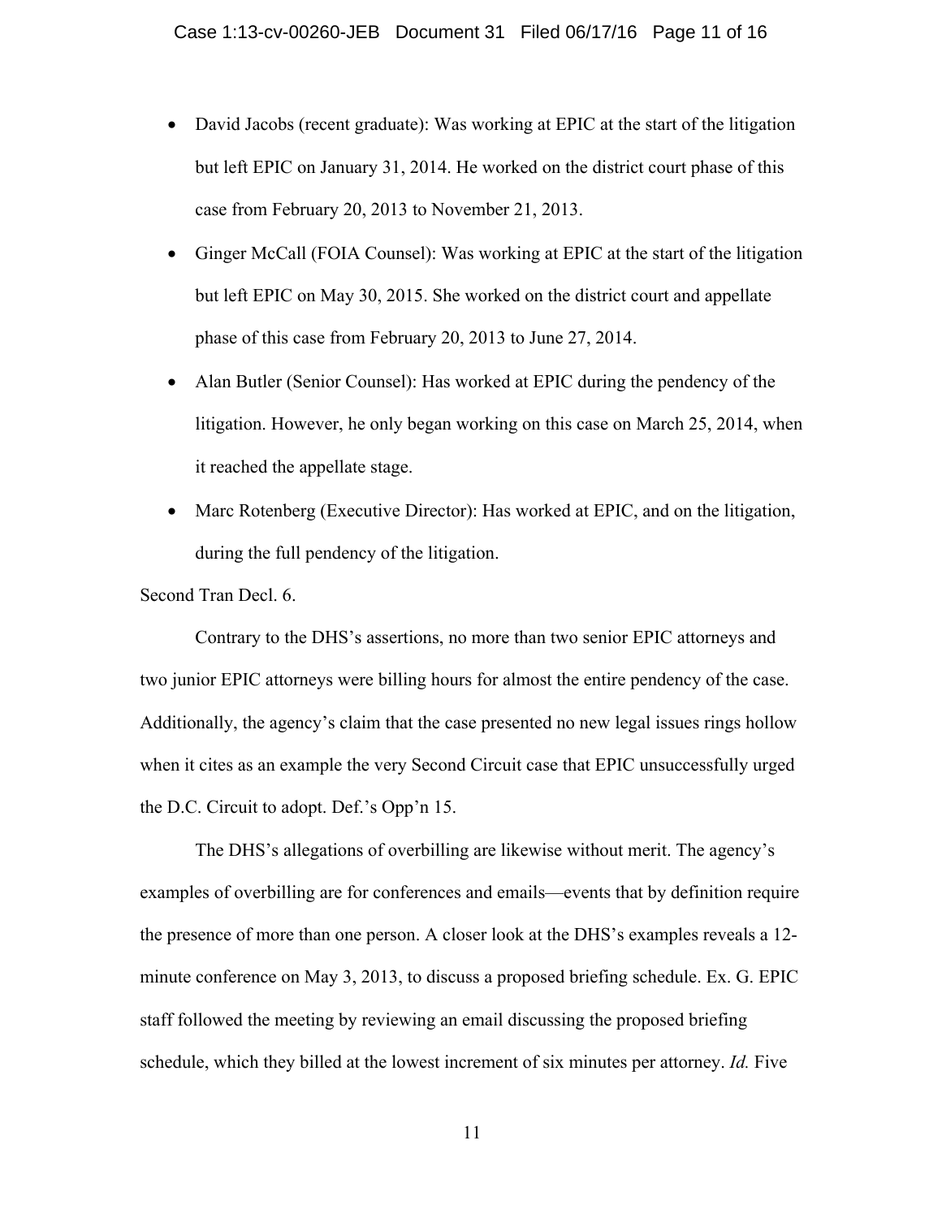- David Jacobs (recent graduate): Was working at EPIC at the start of the litigation but left EPIC on January 31, 2014. He worked on the district court phase of this case from February 20, 2013 to November 21, 2013.
- Ginger McCall (FOIA Counsel): Was working at EPIC at the start of the litigation but left EPIC on May 30, 2015. She worked on the district court and appellate phase of this case from February 20, 2013 to June 27, 2014.
- Alan Butler (Senior Counsel): Has worked at EPIC during the pendency of the litigation. However, he only began working on this case on March 25, 2014, when it reached the appellate stage.
- Marc Rotenberg (Executive Director): Has worked at EPIC, and on the litigation, during the full pendency of the litigation.

Second Tran Decl. 6.

Contrary to the DHS's assertions, no more than two senior EPIC attorneys and two junior EPIC attorneys were billing hours for almost the entire pendency of the case. Additionally, the agency's claim that the case presented no new legal issues rings hollow when it cites as an example the very Second Circuit case that EPIC unsuccessfully urged the D.C. Circuit to adopt. Def.'s Opp'n 15.

The DHS's allegations of overbilling are likewise without merit. The agency's examples of overbilling are for conferences and emails—events that by definition require the presence of more than one person. A closer look at the DHS's examples reveals a 12-minute conference on May 3, 2013, to discuss a proposed briefing schedule. Ex. G. EPIC staff followed the meeting by reviewing an email discussing the proposed briefing schedule, which they billed at the lowest increment of six minutes per attorney. *Id.* Five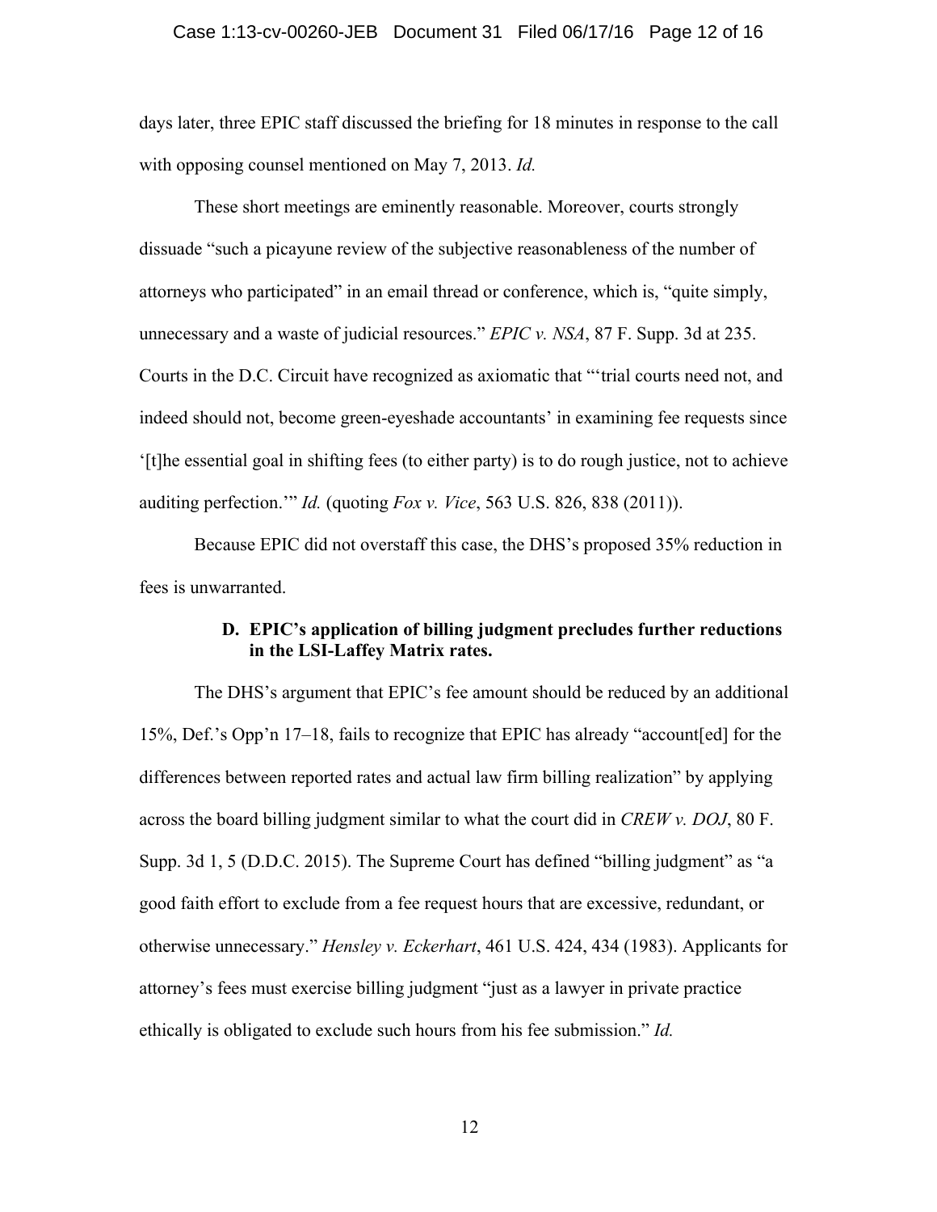days later, three EPIC staff discussed the briefing for 18 minutes in response to the call with opposing counsel mentioned on May 7, 2013. *Id.*

These short meetings are eminently reasonable. Moreover, courts strongly dissuade "such a picayune review of the subjective reasonableness of the number of attorneys who participated" in an email thread or conference, which is, "quite simply, unnecessary and a waste of judicial resources." *EPIC v. NSA*, 87 F. Supp. 3d at 235. Courts in the D.C. Circuit have recognized as axiomatic that "'trial courts need not, and indeed should not, become green-eyeshade accountants' in examining fee requests since '[t]he essential goal in shifting fees (to either party) is to do rough justice, not to achieve auditing perfection.'" *Id.* (quoting *Fox v. Vice*, 563 U.S. 826, 838 (2011)).

Because EPIC did not overstaff this case, the DHS's proposed 35% reduction in fees is unwarranted.

### D. EPIC's application of billing judgment precludes further reductions in the LSI-Laffey Matrix rates.

The DHS's argument that EPIC's fee amount should be reduced by an additional 15%, Def.'s Opp'n 17–18, fails to recognize that EPIC has already "account[ed] for the differences between reported rates and actual law firm billing realization" by applying across the board billing judgment similar to what the court did in *CREW v. DOJ*, 80 F. Supp. 3d 1, 5 (D.D.C. 2015). The Supreme Court has defined "billing judgment" as "a good faith effort to exclude from a fee request hours that are excessive, redundant, or otherwise unnecessary." *Hensley v. Eckerhart*, 461 U.S. 424, 434 (1983). Applicants for attorney's fees must exercise billing judgment "just as a lawyer in private practice ethically is obligated to exclude such hours from his fee submission." *Id.*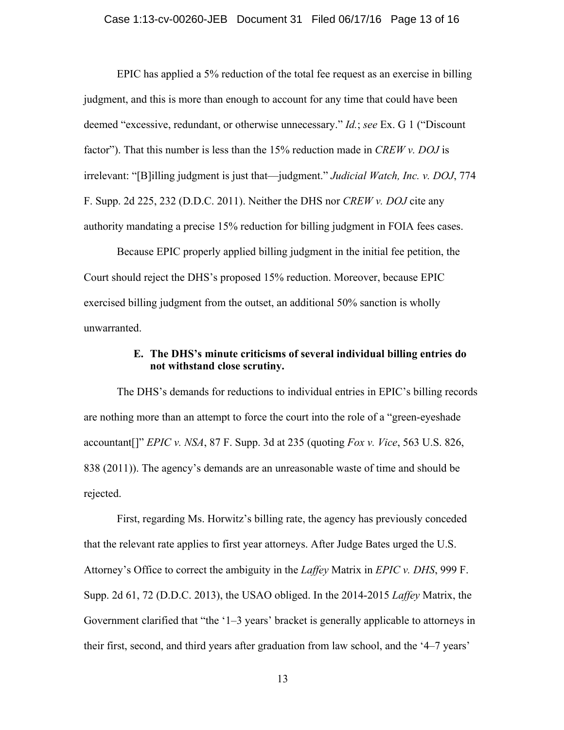EPIC has applied a 5% reduction of the total fee request as an exercise in billing judgment, and this is more than enough to account for any time that could have been deemed "excessive, redundant, or otherwise unnecessary." *Id.*; *see* Ex. G 1 ("Discount factor"). That this number is less than the 15% reduction made in *CREW v. DOJ* is irrelevant: "[B]illing judgment is just that—judgment." *Judicial Watch, Inc. v. DOJ*, 774 F. Supp. 2d 225, 232 (D.D.C. 2011). Neither the DHS nor *CREW v. DOJ* cite any authority mandating a precise 15% reduction for billing judgment in FOIA fees cases.

Because EPIC properly applied billing judgment in the initial fee petition, the Court should reject the DHS's proposed 15% reduction. Moreover, because EPIC exercised billing judgment from the outset, an additional 50% sanction is wholly unwarranted.

### E. The DHS's minute criticisms of several individual billing entries do not withstand close scrutiny.

The DHS's demands for reductions to individual entries in EPIC's billing records are nothing more than an attempt to force the court into the role of a "green-eyeshade accountant[]" *EPIC v. NSA*, 87 F. Supp. 3d at 235 (quoting *Fox v. Vice*, 563 U.S. 826, 838 (2011)). The agency's demands are an unreasonable waste of time and should be rejected.

First, regarding Ms. Horwitz's billing rate, the agency has previously conceded that the relevant rate applies to first year attorneys. After Judge Bates urged the U.S. Attorney's Office to correct the ambiguity in the *Laffey* Matrix in *EPIC v. DHS*, 999 F. Supp. 2d 61, 72 (D.D.C. 2013), the USAO obliged. In the 2014-2015 *Laffey* Matrix, the Government clarified that "the '1–3 years' bracket is generally applicable to attorneys in their first, second, and third years after graduation from law school, and the '4–7 years'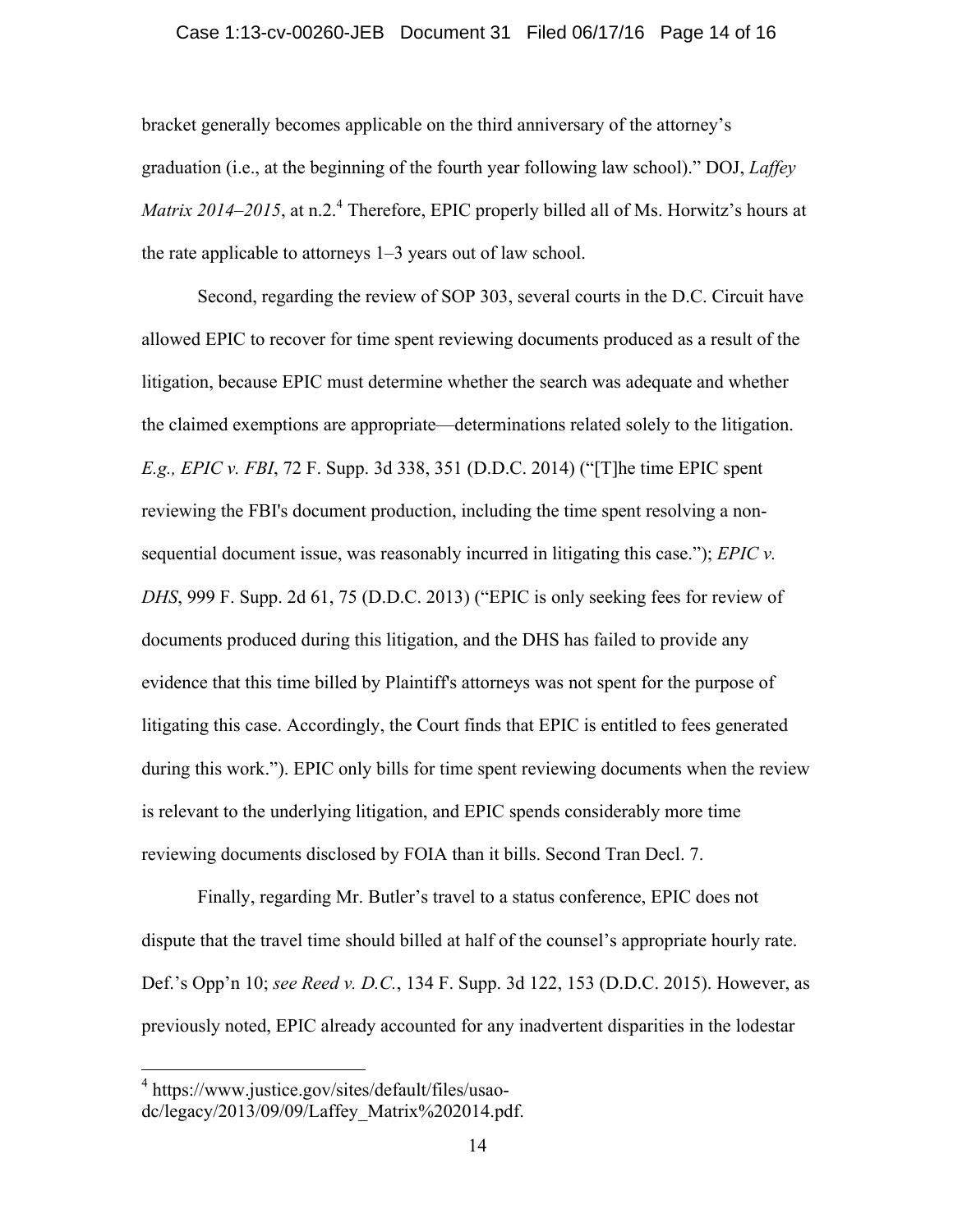bracket generally becomes applicable on the third anniversary of the attorney's graduation (i.e., at the beginning of the fourth year following law school)." DOJ, *Laffey Matrix 2014–2015*, at n.2.[4] Therefore, EPIC properly billed all of Ms. Horwitz's hours at the rate applicable to attorneys 1–3 years out of law school.

Second, regarding the review of SOP 303, several courts in the D.C. Circuit have allowed EPIC to recover for time spent reviewing documents produced as a result of the litigation, because EPIC must determine whether the search was adequate and whether the claimed exemptions are appropriate—determinations related solely to the litigation. *E.g., EPIC v. FBI*, 72 F. Supp. 3d 338, 351 (D.D.C. 2014) ("[T]he time EPIC spent reviewing the FBI's document production, including the time spent resolving a non-sequential document issue, was reasonably incurred in litigating this case."); *EPIC v. DHS*, 999 F. Supp. 2d 61, 75 (D.D.C. 2013) ("EPIC is only seeking fees for review of documents produced during this litigation, and the DHS has failed to provide any evidence that this time billed by Plaintiff's attorneys was not spent for the purpose of litigating this case. Accordingly, the Court finds that EPIC is entitled to fees generated during this work."). EPIC only bills for time spent reviewing documents when the review is relevant to the underlying litigation, and EPIC spends considerably more time reviewing documents disclosed by FOIA than it bills. Second Tran Decl. 7.

Finally, regarding Mr. Butler's travel to a status conference, EPIC does not dispute that the travel time should billed at half of the counsel's appropriate hourly rate. Def.'s Opp'n 10; *see Reed v. D.C.*, 134 F. Supp. 3d 122, 153 (D.D.C. 2015). However, as previously noted, EPIC already accounted for any inadvertent disparities in the lodestar

---

[4] https://www.justice.gov/sites/default/files/usao-dc/legacy/2013/09/09/Laffey_Matrix%202014.pdf.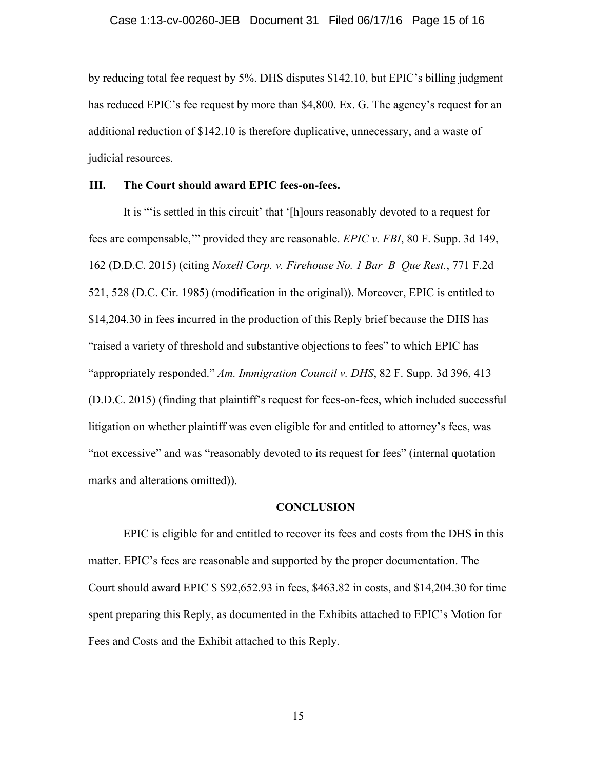by reducing total fee request by 5%. DHS disputes $142.10, but EPIC's billing judgment has reduced EPIC's fee request by more than $4,800. Ex. G. The agency's request for an additional reduction of $142.10 is therefore duplicative, unnecessary, and a waste of judicial resources.

### III. The Court should award EPIC fees-on-fees.

It is "'is settled in this circuit' that '[h]ours reasonably devoted to a request for fees are compensable,'" provided they are reasonable. *EPIC v. FBI*, 80 F. Supp. 3d 149, 162 (D.D.C. 2015) (citing *Noxell Corp. v. Firehouse No. 1 Bar–B–Que Rest.*, 771 F.2d 521, 528 (D.C. Cir. 1985) (modification in the original)). Moreover, EPIC is entitled to $14,204.30 in fees incurred in the production of this Reply brief because the DHS has "raised a variety of threshold and substantive objections to fees" to which EPIC has "appropriately responded." *Am. Immigration Council v. DHS*, 82 F. Supp. 3d 396, 413 (D.D.C. 2015) (finding that plaintiff's request for fees-on-fees, which included successful litigation on whether plaintiff was even eligible for and entitled to attorney's fees, was "not excessive" and was "reasonably devoted to its request for fees" (internal quotation marks and alterations omitted)).

## CONCLUSION

EPIC is eligible for and entitled to recover its fees and costs from the DHS in this matter. EPIC's fees are reasonable and supported by the proper documentation. The Court should award EPIC $ $92,652.93 in fees, $463.82 in costs, and $14,204.30 for time spent preparing this Reply, as documented in the Exhibits attached to EPIC's Motion for Fees and Costs and the Exhibit attached to this Reply.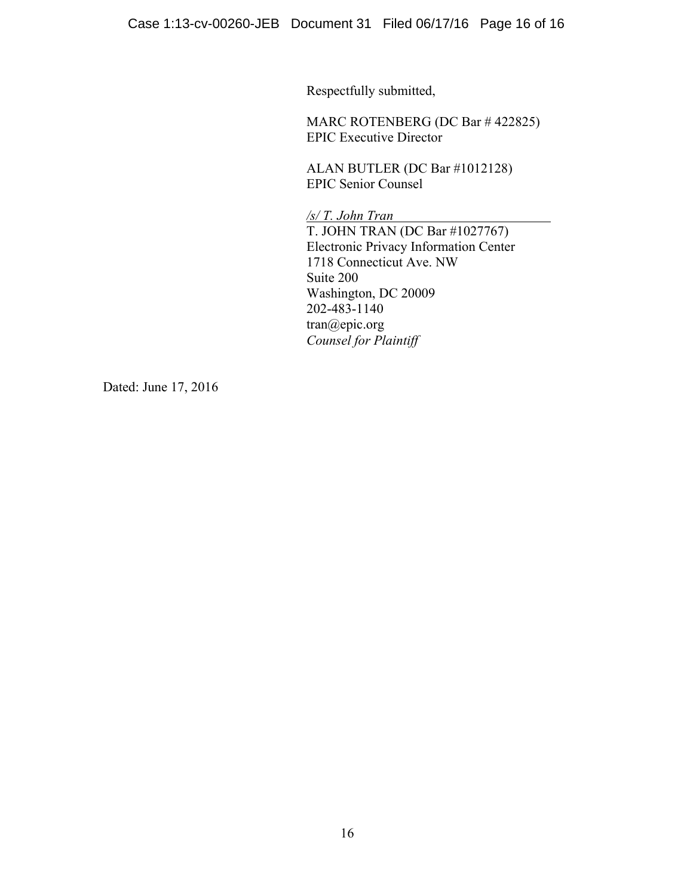Respectfully submitted,

MARC ROTENBERG (DC Bar # 422825)
EPIC Executive Director

ALAN BUTLER (DC Bar #1012128)
EPIC Senior Counsel

*/s/ T. John Tran*
T. JOHN TRAN (DC Bar #1027767)
Electronic Privacy Information Center
1718 Connecticut Ave. NW
Suite 200
Washington, DC 20009
202-483-1140
tran@epic.org
*Counsel for Plaintiff*

Dated: June 17, 2016